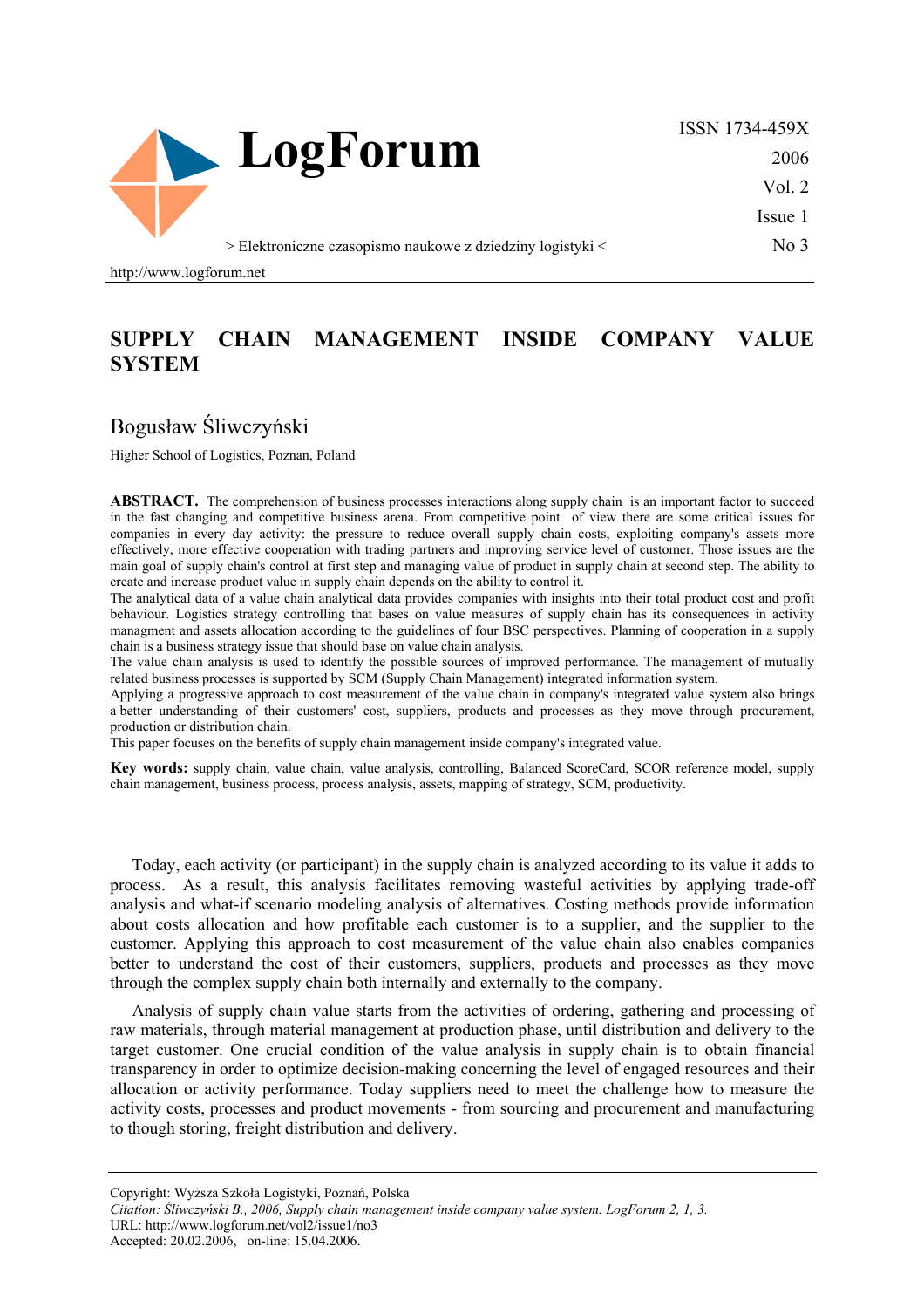# SUPPLY CHAIN MANAGEMENT INSIDE COMPANY VALUE SYSTEM

## Bogusław Śliwczyński

Higher School of Logistics, Poznan, Poland

**ABSTRACT.** The comprehension of business processes interactions along supply chain is an important factor to succeed in the fast changing and competitive business arena. From competitive point of view there are some critical issues for companies in every day activity: the pressure to reduce overall supply chain costs, exploiting company's assets more effectively, more effective cooperation with trading partners and improving service level of customer. Those issues are the main goal of supply chain's control at first step and managing value of product in supply chain at second step. The ability to create and increase product value in supply chain depends on the ability to control it.

The analytical data of a value chain analytical data provides companies with insights into their total product cost and profit behaviour. Logistics strategy controlling that bases on value measures of supply chain has its consequences in activity managment and assets allocation according to the guidelines of four BSC perspectives. Planning of cooperation in a supply chain is a business strategy issue that should base on value chain analysis.

The value chain analysis is used to identify the possible sources of improved performance. The management of mutually related business processes is supported by SCM (Supply Chain Management) integrated information system.

Applying a progressive approach to cost measurement of the value chain in company's integrated value system also brings a better understanding of their customers' cost, suppliers, products and processes as they move through procurement, production or distribution chain.

This paper focuses on the benefits of supply chain management inside company's integrated value.

**Key words:** supply chain, value chain, value analysis, controlling, Balanced ScoreCard, SCOR reference model, supply chain management, business process, process analysis, assets, mapping of strategy, SCM, productivity.

Today, each activity (or participant) in the supply chain is analyzed according to its value it adds to process. As a result, this analysis facilitates removing wasteful activities by applying trade-off analysis and what-if scenario modeling analysis of alternatives. Costing methods provide information about costs allocation and how profitable each customer is to a supplier, and the supplier to the customer. Applying this approach to cost measurement of the value chain also enables companies better to understand the cost of their customers, suppliers, products and processes as they move through the complex supply chain both internally and externally to the company.

Analysis of supply chain value starts from the activities of ordering, gathering and processing of raw materials, through material management at production phase, until distribution and delivery to the target customer. One crucial condition of the value analysis in supply chain is to obtain financial transparency in order to optimize decision-making concerning the level of engaged resources and their allocation or activity performance. Today suppliers need to meet the challenge how to measure the activity costs, processes and product movements - from sourcing and procurement and manufacturing to though storing, freight distribution and delivery.

Copyright: Wyższa Szkoła Logistyki, Poznań, Polska

*Citation: Śliwczyński B., 2006, Supply chain management inside company value system. LogForum 2, 1, 3.*

URL: http://www.logforum.net/vol2/issue1/no3

Accepted: 20.02.2006, on-line: 15.04.2006.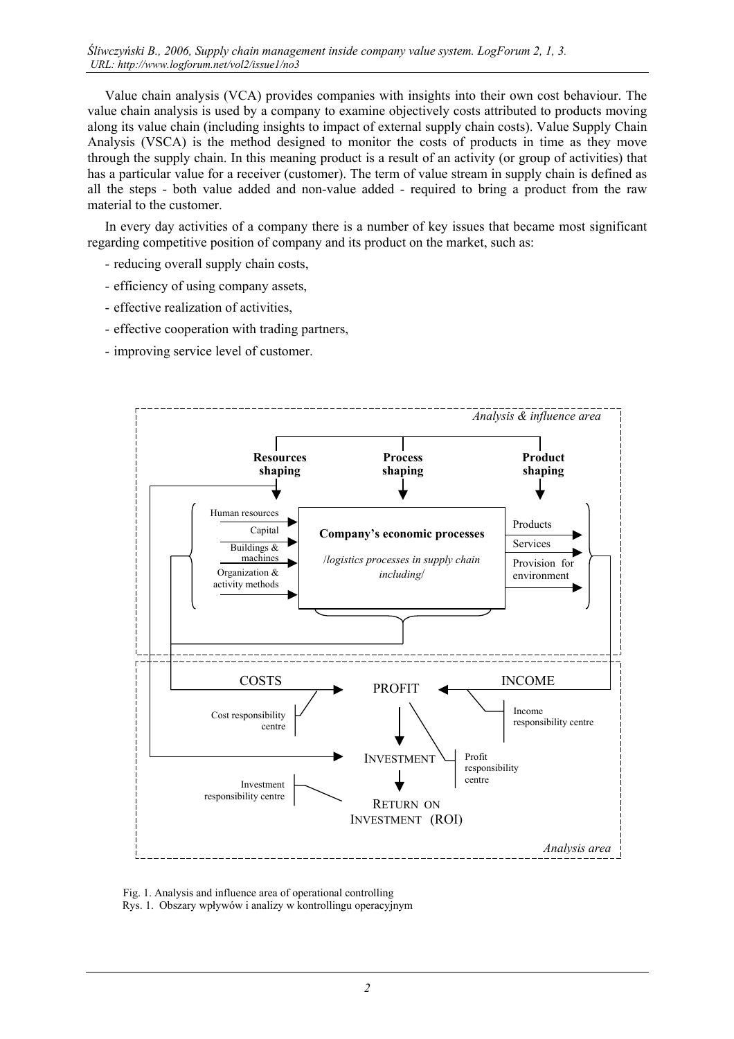Value chain analysis (VCA) provides companies with insights into their own cost behaviour. The value chain analysis is used by a company to examine objectively costs attributed to products moving along its value chain (including insights to impact of external supply chain costs). Value Supply Chain Analysis (VSCA) is the method designed to monitor the costs of products in time as they move through the supply chain. In this meaning product is a result of an activity (or group of activities) that has a particular value for a receiver (customer). The term of value stream in supply chain is defined as all the steps - both value added and non-value added - required to bring a product from the raw material to the customer.

In every day activities of a company there is a number of key issues that became most significant regarding competitive position of company and its product on the market, such as:

- reducing overall supply chain costs,
- efficiency of using company assets,
- effective realization of activities,
- effective cooperation with trading partners,
- improving service level of customer.

Fig. 1. Analysis and influence area of operational controlling

Rys. 1. Obszary wpływów i analizy w kontrollingu operacyjnym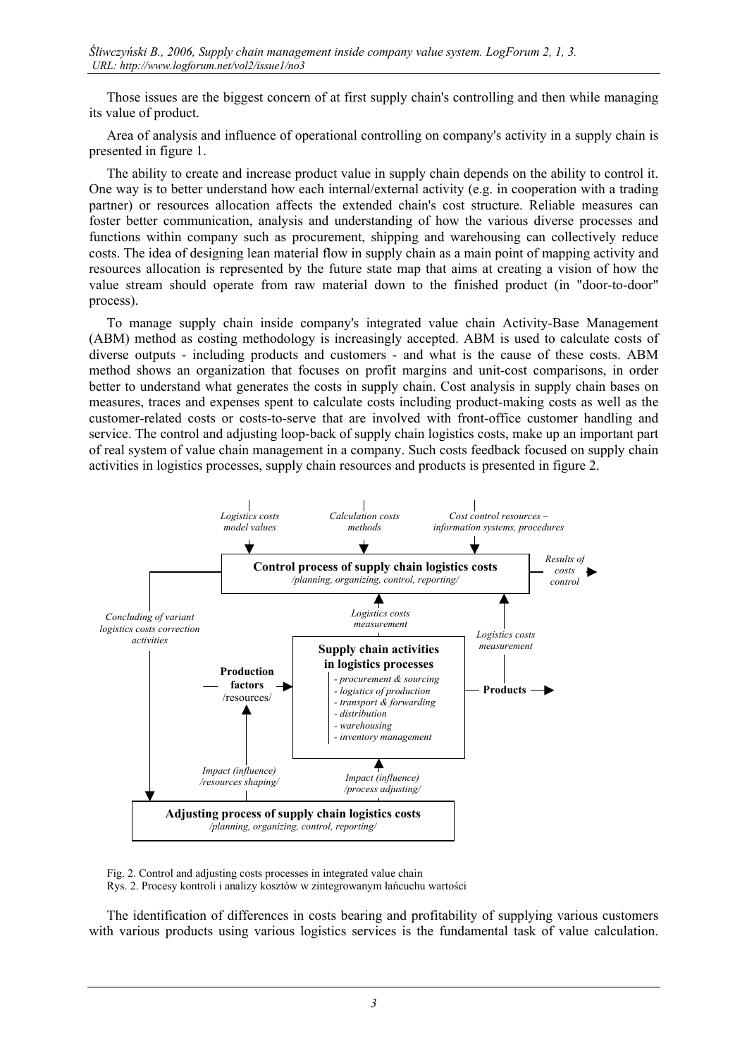Those issues are the biggest concern of at first supply chain's controlling and then while managing its value of product.

Area of analysis and influence of operational controlling on company's activity in a supply chain is presented in figure 1.

The ability to create and increase product value in supply chain depends on the ability to control it. One way is to better understand how each internal/external activity (e.g. in cooperation with a trading partner) or resources allocation affects the extended chain's cost structure. Reliable measures can foster better communication, analysis and understanding of how the various diverse processes and functions within company such as procurement, shipping and warehousing can collectively reduce costs. The idea of designing lean material flow in supply chain as a main point of mapping activity and resources allocation is represented by the future state map that aims at creating a vision of how the value stream should operate from raw material down to the finished product (in "door-to-door" process).

To manage supply chain inside company's integrated value chain Activity-Base Management (ABM) method as costing methodology is increasingly accepted. ABM is used to calculate costs of diverse outputs - including products and customers - and what is the cause of these costs. ABM method shows an organization that focuses on profit margins and unit-cost comparisons, in order better to understand what generates the costs in supply chain. Cost analysis in supply chain bases on measures, traces and expenses spent to calculate costs including product-making costs as well as the customer-related costs or costs-to-serve that are involved with front-office customer handling and service. The control and adjusting loop-back of supply chain logistics costs, make up an important part of real system of value chain management in a company. Such costs feedback focused on supply chain activities in logistics processes, supply chain resources and products is presented in figure 2.

*Logistics costs model values* · *Calculation costs methods* · *Cost control resources – information systems, procedures*

**Control process of supply chain logistics costs** */planning, organizing, control, reporting/* → *Results of costs control*

*Concluding of variant logistics costs correction activities*

*Logistics costs measurement*

**Production factors** /resources/ → **Supply chain activities in logistics processes**
- *procurement & sourcing*
- *logistics of production*
- *transport & forwarding*
- *distribution*
- *warehousing*
- *inventory management*

→ **Products**

*Impact (influence) /resources shaping/* · *Impact (influence) /process adjusting/*

**Adjusting process of supply chain logistics costs** */planning, organizing, control, reporting/*

Fig. 2. Control and adjusting costs processes in integrated value chain
Rys. 2. Procesy kontroli i analizy kosztów w zintegrowanym łańcuchu wartości

The identification of differences in costs bearing and profitability of supplying various customers with various products using various logistics services is the fundamental task of value calculation.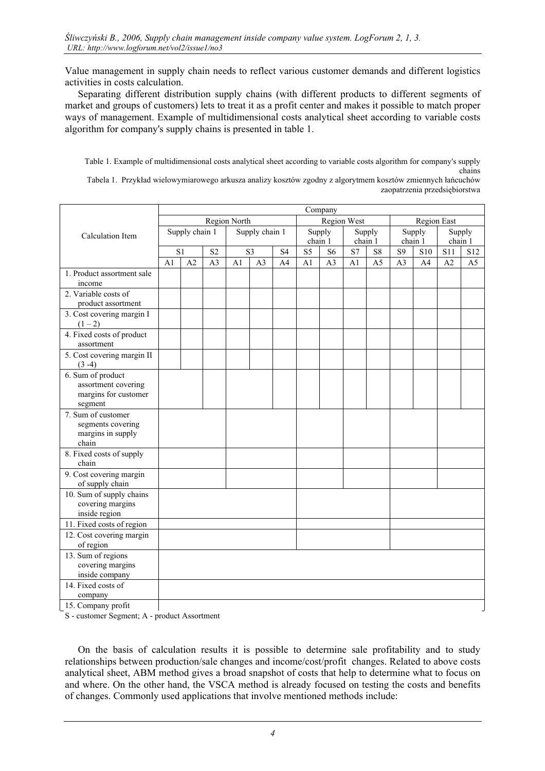Value management in supply chain needs to reflect various customer demands and different logistics activities in costs calculation.

Separating different distribution supply chains (with different products to different segments of market and groups of customers) lets to treat it as a profit center and makes it possible to match proper ways of management. Example of multidimensional costs analytical sheet according to variable costs algorithm for company's supply chains is presented in table 1.

Table 1. Example of multidimensional costs analytical sheet according to variable costs algorithm for company's supply chains

Tabela 1. Przykład wielowymiarowego arkusza analizy kosztów zgodny z algorytmem kosztów zmiennych łańcuchów zaopatrzenia przedsiębiorstwa

| Calculation Item | Company | | | | | | | | | | | | | |
|---|---|---|---|---|---|---|---|---|---|---|---|---|---|---|
| | Region North | | | | | | Region West | | | | Region East | | | |
| | Supply chain 1 | | | Supply chain 1 | | | Supply chain 1 | | Supply chain 1 | | Supply chain 1 | | Supply chain 1 | |
| | S1 | | S2 | S3 | | S4 | S5 | S6 | S7 | S8 | S9 | S10 | S11 | S12 |
| | A1 | A2 | A3 | A1 | A3 | A4 | A1 | A3 | A1 | A5 | A3 | A4 | A2 | A5 |
| 1. Product assortment sale income | | | | | | | | | | | | | | |
| 2. Variable costs of product assortment | | | | | | | | | | | | | | |
| 3. Cost covering margin I (1 – 2) | | | | | | | | | | | | | | |
| 4. Fixed costs of product assortment | | | | | | | | | | | | | | |
| 5. Cost covering margin II (3 -4) | | | | | | | | | | | | | | |
| 6. Sum of product assortment covering margins for customer segment | | | | | | | | | | | | | | |
| 7. Sum of customer segments covering margins in supply chain | | | | | | | | | | | | | | |
| 8. Fixed costs of supply chain | | | | | | | | | | | | | | |
| 9. Cost covering margin of supply chain | | | | | | | | | | | | | | |
| 10. Sum of supply chains covering margins inside region | | | | | | | | | | | | | | |
| 11. Fixed costs of region | | | | | | | | | | | | | | |
| 12. Cost covering margin of region | | | | | | | | | | | | | | |
| 13. Sum of regions covering margins inside company | | | | | | | | | | | | | | |
| 14. Fixed costs of company | | | | | | | | | | | | | | |
| 15. Company profit | | | | | | | | | | | | | | |

S - customer Segment; A - product Assortment

On the basis of calculation results it is possible to determine sale profitability and to study relationships between production/sale changes and income/cost/profit changes. Related to above costs analytical sheet, ABM method gives a broad snapshot of costs that help to determine what to focus on and where. On the other hand, the VSCA method is already focused on testing the costs and benefits of changes. Commonly used applications that involve mentioned methods include: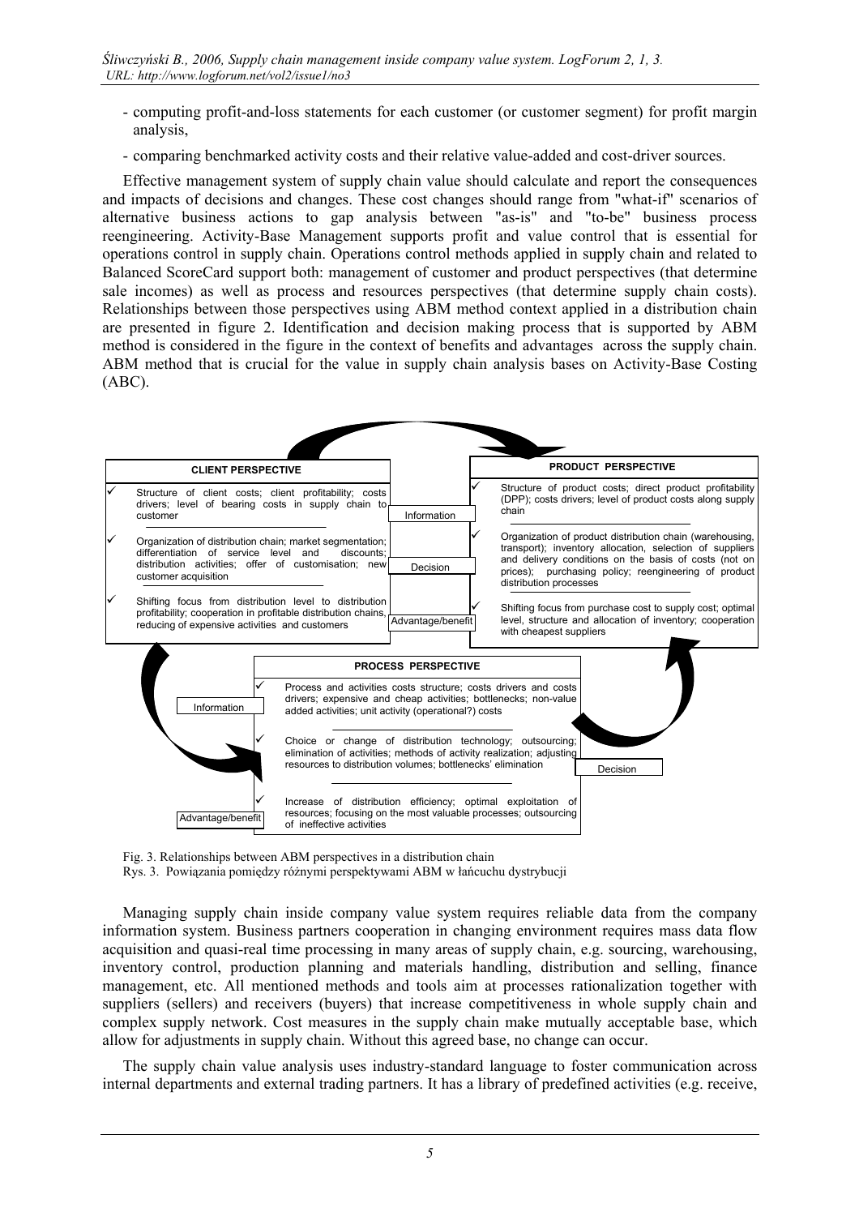- computing profit-and-loss statements for each customer (or customer segment) for profit margin analysis,
- comparing benchmarked activity costs and their relative value-added and cost-driver sources.

Effective management system of supply chain value should calculate and report the consequences and impacts of decisions and changes. These cost changes should range from "what-if" scenarios of alternative business actions to gap analysis between "as-is" and "to-be" business process reengineering. Activity-Base Management supports profit and value control that is essential for operations control in supply chain. Operations control methods applied in supply chain and related to Balanced ScoreCard support both: management of customer and product perspectives (that determine sale incomes) as well as process and resources perspectives (that determine supply chain costs). Relationships between those perspectives using ABM method context applied in a distribution chain are presented in figure 2. Identification and decision making process that is supported by ABM method is considered in the figure in the context of benefits and advantages across the supply chain. ABM method that is crucial for the value in supply chain analysis bases on Activity-Base Costing (ABC).

**CLIENT PERSPECTIVE**

- ✓ Structure of client costs; client profitability; costs drivers; level of bearing costs in supply chain to customer
- ✓ Organization of distribution chain; market segmentation; differentiating of service level and discounts; distribution activities; offer of customisation; new customer acquisition
- ✓ Shifting focus from distribution level to distribution profitability; cooperation in profitable distribution chains, reducing of expensive activities and customers

Information — Decision — Advantage/benefit

**PRODUCT PERSPECTIVE**

- ✓ Structure of product costs; direct product profitability (DPP); costs drivers; level of product costs along supply chain
- ✓ Organization of product distribution chain (warehousing, transport); inventory allocation, selection of suppliers and delivery conditions on the basis of costs (not on prices); purchasing policy; reengineering of product distribution processes
- ✓ Shifting focus from purchase cost to supply cost; optimal level, structure and allocation of inventory; cooperation with cheapest suppliers

**PROCESS PERSPECTIVE**

- ✓ Process and activities costs structure; costs drivers and costs drivers; expensive and cheap activities; bottlenecks; non-value added activities; unit activity (operational?) costs
- ✓ Choice or change of distribution technology; outsourcing; elimination of activities; methods of activity realization; adjusting resources to distribution volumes; bottlenecks' elimination
- ✓ Increase of distribution efficiency; optimal exploitation of resources; focusing on the most valuable processes; outsourcing of ineffective activities

Information — Advantage/benefit — Decision

Fig. 3. Relationships between ABM perspectives in a distribution chain
Rys. 3. Powiązania pomiędzy różnymi perspektywami ABM w łańcuchu dystrybucji

Managing supply chain inside company value system requires reliable data from the company information system. Business partners cooperation in changing environment requires mass data flow acquisition and quasi-real time processing in many areas of supply chain, e.g. sourcing, warehousing, inventory control, production planning and materials handling, distribution and selling, finance management, etc. All mentioned methods and tools aim at processes rationalization together with suppliers (sellers) and receivers (buyers) that increase competitiveness in whole supply chain and complex supply network. Cost measures in the supply chain make mutually acceptable base, which allow for adjustments in supply chain. Without this agreed base, no change can occur.

The supply chain value analysis uses industry-standard language to foster communication across internal departments and external trading partners. It has a library of predefined activities (e.g. receive,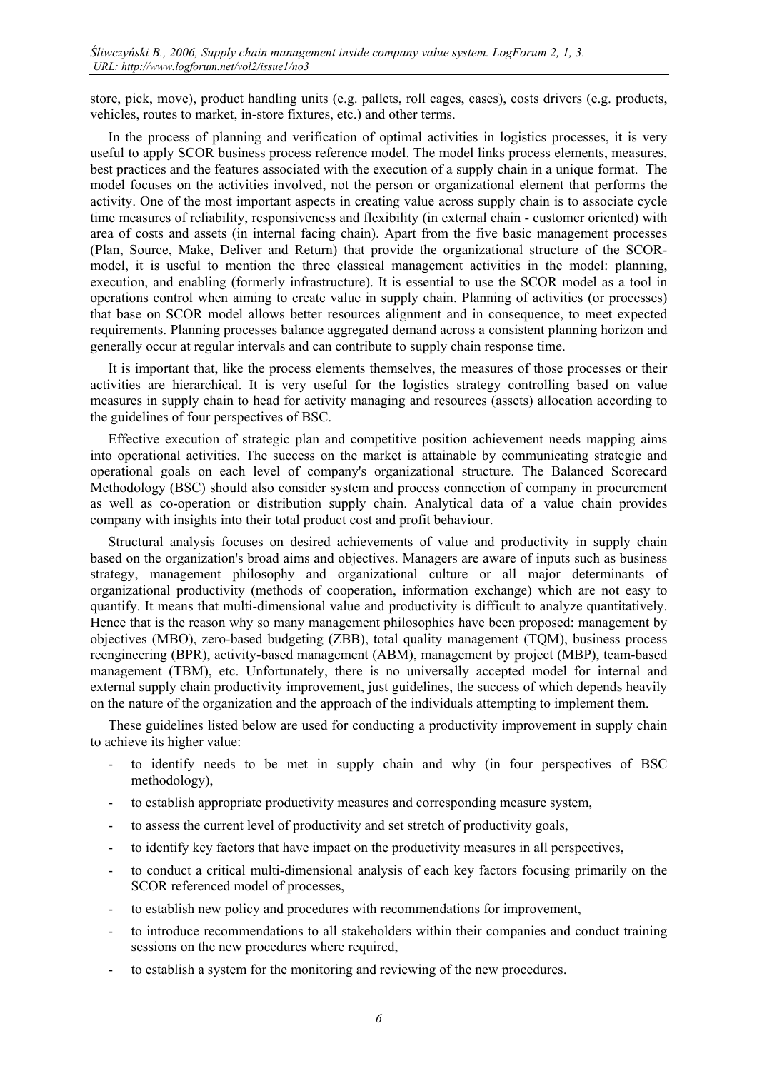store, pick, move), product handling units (e.g. pallets, roll cages, cases), costs drivers (e.g. products, vehicles, routes to market, in-store fixtures, etc.) and other terms.

In the process of planning and verification of optimal activities in logistics processes, it is very useful to apply SCOR business process reference model. The model links process elements, measures, best practices and the features associated with the execution of a supply chain in a unique format. The model focuses on the activities involved, not the person or organizational element that performs the activity. One of the most important aspects in creating value across supply chain is to associate cycle time measures of reliability, responsiveness and flexibility (in external chain - customer oriented) with area of costs and assets (in internal facing chain). Apart from the five basic management processes (Plan, Source, Make, Deliver and Return) that provide the organizational structure of the SCOR-model, it is useful to mention the three classical management activities in the model: planning, execution, and enabling (formerly infrastructure). It is essential to use the SCOR model as a tool in operations control when aiming to create value in supply chain. Planning of activities (or processes) that base on SCOR model allows better resources alignment and in consequence, to meet expected requirements. Planning processes balance aggregated demand across a consistent planning horizon and generally occur at regular intervals and can contribute to supply chain response time.

It is important that, like the process elements themselves, the measures of those processes or their activities are hierarchical. It is very useful for the logistics strategy controlling based on value measures in supply chain to head for activity managing and resources (assets) allocation according to the guidelines of four perspectives of BSC.

Effective execution of strategic plan and competitive position achievement needs mapping aims into operational activities. The success on the market is attainable by communicating strategic and operational goals on each level of company's organizational structure. The Balanced Scorecard Methodology (BSC) should also consider system and process connection of company in procurement as well as co-operation or distribution supply chain. Analytical data of a value chain provides company with insights into their total product cost and profit behaviour.

Structural analysis focuses on desired achievements of value and productivity in supply chain based on the organization's broad aims and objectives. Managers are aware of inputs such as business strategy, management philosophy and organizational culture or all major determinants of organizational productivity (methods of cooperation, information exchange) which are not easy to quantify. It means that multi-dimensional value and productivity is difficult to analyze quantitatively. Hence that is the reason why so many management philosophies have been proposed: management by objectives (MBO), zero-based budgeting (ZBB), total quality management (TQM), business process reengineering (BPR), activity-based management (ABM), management by project (MBP), team-based management (TBM), etc. Unfortunately, there is no universally accepted model for internal and external supply chain productivity improvement, just guidelines, the success of which depends heavily on the nature of the organization and the approach of the individuals attempting to implement them.

These guidelines listed below are used for conducting a productivity improvement in supply chain to achieve its higher value:

- to identify needs to be met in supply chain and why (in four perspectives of BSC methodology),
- to establish appropriate productivity measures and corresponding measure system,
- to assess the current level of productivity and set stretch of productivity goals,
- to identify key factors that have impact on the productivity measures in all perspectives,
- to conduct a critical multi-dimensional analysis of each key factors focusing primarily on the SCOR referenced model of processes,
- to establish new policy and procedures with recommendations for improvement,
- to introduce recommendations to all stakeholders within their companies and conduct training sessions on the new procedures where required,
- to establish a system for the monitoring and reviewing of the new procedures.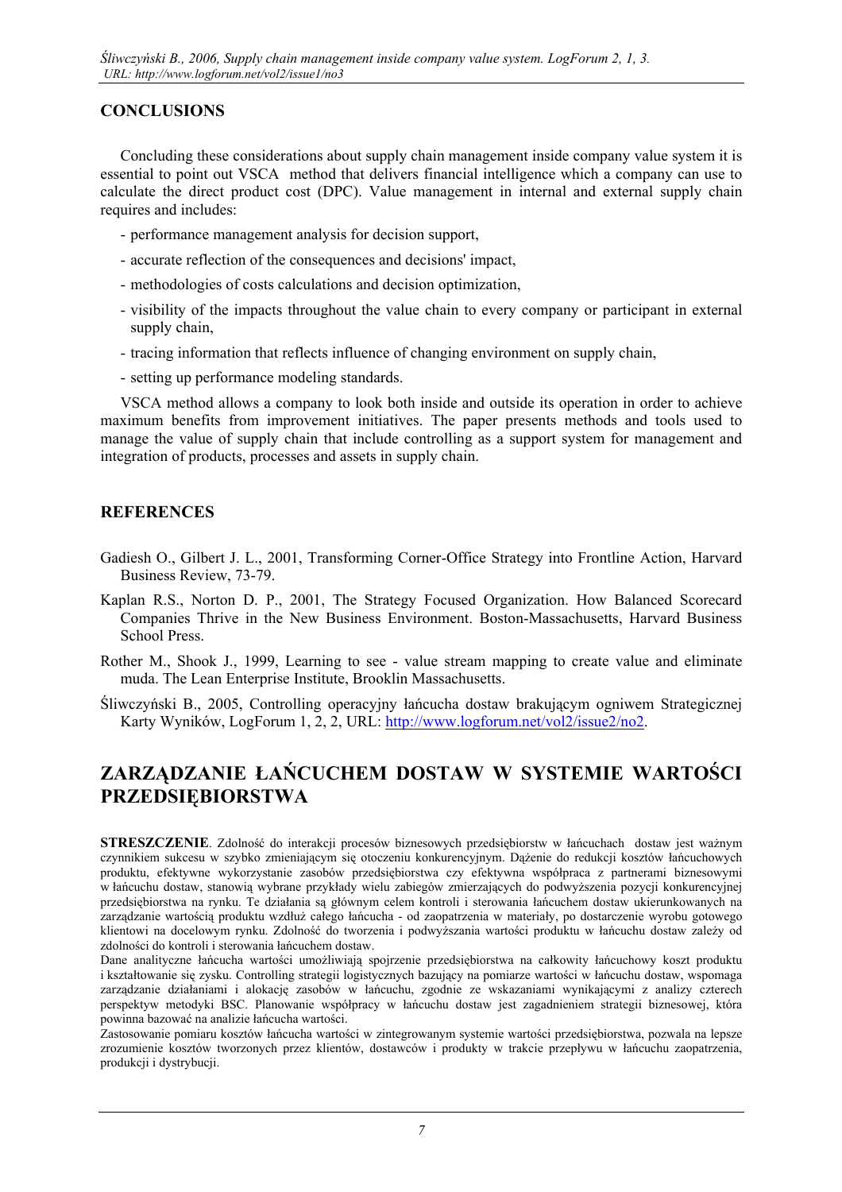## CONCLUSIONS

Concluding these considerations about supply chain management inside company value system it is essential to point out VSCA method that delivers financial intelligence which a company can use to calculate the direct product cost (DPC). Value management in internal and external supply chain requires and includes:

- performance management analysis for decision support,
- accurate reflection of the consequences and decisions' impact,
- methodologies of costs calculations and decision optimization,
- visibility of the impacts throughout the value chain to every company or participant in external supply chain,
- tracing information that reflects influence of changing environment on supply chain,
- setting up performance modeling standards.

VSCA method allows a company to look both inside and outside its operation in order to achieve maximum benefits from improvement initiatives. The paper presents methods and tools used to manage the value of supply chain that include controlling as a support system for management and integration of products, processes and assets in supply chain.

## REFERENCES

Gadiesh O., Gilbert J. L., 2001, Transforming Corner-Office Strategy into Frontline Action, Harvard Business Review, 73-79.

Kaplan R.S., Norton D. P., 2001, The Strategy Focused Organization. How Balanced Scorecard Companies Thrive in the New Business Environment. Boston-Massachusetts, Harvard Business School Press.

Rother M., Shook J., 1999, Learning to see - value stream mapping to create value and eliminate muda. The Lean Enterprise Institute, Brooklin Massachusetts.

Śliwczyński B., 2005, Controlling operacyjny łańcucha dostaw brakującym ogniwem Strategicznej Karty Wyników, LogForum 1, 2, 2, URL: http://www.logforum.net/vol2/issue2/no2.

# ZARZĄDZANIE ŁAŃCUCHEM DOSTAW W SYSTEMIE WARTOŚCI PRZEDSIĘBIORSTWA

**STRESZCZENIE**. Zdolność do interakcji procesów biznesowych przedsiębiorstw w łańcuchach dostaw jest ważnym czynnikiem sukcesu w szybko zmieniającym się otoczeniu konkurencyjnym. Dążenie do redukcji kosztów łańcuchowych produktu, efektywne wykorzystanie zasobów przedsiębiorstwa czy efektywna współpraca z partnerami biznesowymi w łańcuchu dostaw, stanowią wybrane przykłady wielu zabiegów zmierzających do podwyższenia pozycji konkurencyjnej przedsiębiorstwa na rynku. Te działania są głównym celem kontroli i sterowania łańcuchem dostaw ukierunkowanych na zarządzanie wartością produktu wzdłuż całego łańcucha - od zaopatrzenia w materiały, po dostarczenie wyrobu gotowego klientowi na docelowym rynku. Zdolność do tworzenia i podwyższania wartości produktu w łańcuchu dostaw zależy od zdolności do kontroli i sterowania łańcuchem dostaw.

Dane analityczne łańcucha wartości umożliwiają spojrzenie przedsiębiorstwa na całkowity łańcuchowy koszt produktu i kształtowanie się zysku. Controlling strategii logistycznych bazujący na pomiarze wartości w łańcuchu dostaw, wspomaga zarządzanie działaniami i alokację zasobów w łańcuchu, zgodnie ze wskazaniami wynikającymi z analizy czterech perspektyw metodyki BSC. Planowanie współpracy w łańcuchu dostaw jest zagadnieniem strategii biznesowej, która powinna bazować na analizie łańcucha wartości.

Zastosowanie pomiaru kosztów łańcucha wartości w zintegrowanym systemie wartości przedsiębiorstwa, pozwala na lepsze zrozumienie kosztów tworzonych przez klientów, dostawców i produkty w trakcie przepływu w łańcuchu zaopatrzenia, produkcji i dystrybucji.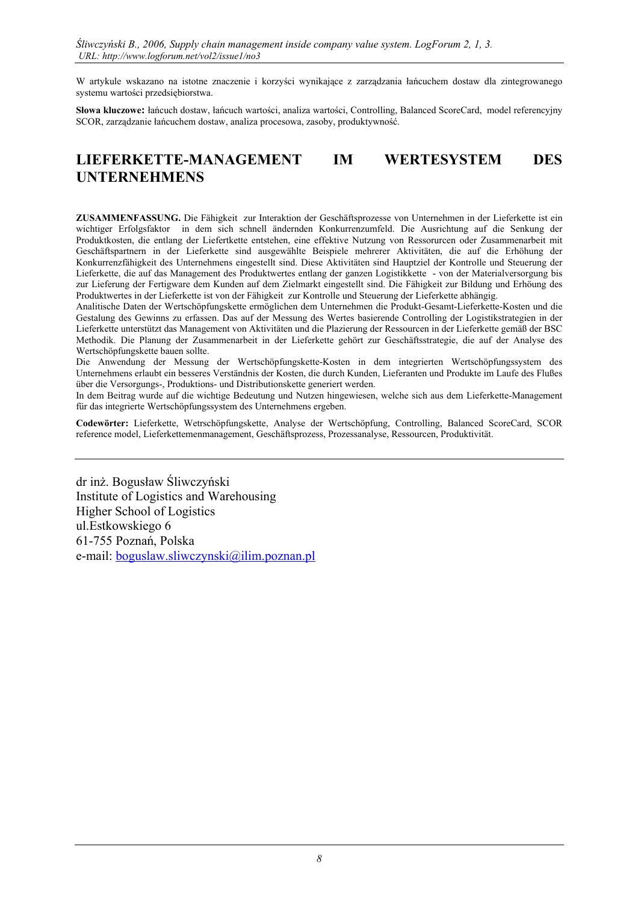W artykule wskazano na istotne znaczenie i korzyści wynikające z zarządzania łańcuchem dostaw dla zintegrowanego systemu wartości przedsiębiorstwa.

**Słowa kluczowe:** łańcuch dostaw, łańcuch wartości, analiza wartości, Controlling, Balanced ScoreCard, model referencyjny SCOR, zarządzanie łańcuchem dostaw, analiza procesowa, zasoby, produktywność.

# LIEFERKETTE-MANAGEMENT IM WERTESYSTEM DES UNTERNEHMENS

**ZUSAMMENFASSUNG.** Die Fähigkeit zur Interaktion der Geschäftsprozesse von Unternehmen in der Lieferkette ist ein wichtiger Erfolgsfaktor in dem sich schnell ändernden Konkurrenzumfeld. Die Ausrichtung auf die Senkung der Produktkosten, die entlang der Liefertkette entstehen, eine effektive Nutzung von Ressorurcen oder Zusammenarbeit mit Geschäftspartnern in der Lieferkette sind ausgewählte Beispiele mehrerer Aktivitäten, die auf die Erhöhung der Konkurrenzfähigkeit des Unternehmens eingestellt sind. Diese Aktivitäten sind Hauptziel der Kontrolle und Steuerung der Lieferkette, die auf das Management des Produktwertes entlang der ganzen Logistikkette - von der Materialversorgung bis zur Lieferung der Fertigware dem Kunden auf dem Zielmarkt eingestellt sind. Die Fähigkeit zur Bildung und Erhöung des Produktwertes in der Lieferkette ist von der Fähigkeit zur Kontrolle und Steuerung der Lieferkette abhängig.
Analitische Daten der Wertschöpfungskette ermöglichen dem Unternehmen die Produkt-Gesamt-Lieferkette-Kosten und die Gestalung des Gewinns zu erfassen. Das auf der Messung des Wertes basierende Controlling der Logistikstrategien in der Lieferkette unterstützt das Management von Aktivitäten und die Plazierung der Ressourcen in der Lieferkette gemäß der BSC Methodik. Die Planung der Zusammenarbeit in der Lieferkette gehört zur Geschäftsstrategie, die auf der Analyse des Wertschöpfungskette bauen sollte.
Die Anwendung der Messung der Wertschöpfungskette-Kosten in dem integrierten Wertschöpfungssystem des Unternehmens erlaubt ein besseres Verständnis der Kosten, die durch Kunden, Lieferanten und Produkte im Laufe des Flußes über die Versorgungs-, Produktions- und Distributionskette generiert werden.
In dem Beitrag wurde auf die wichtige Bedeutung und Nutzen hingewiesen, welche sich aus dem Lieferkette-Management für das integrierte Wertschöpfungssystem des Unternehmens ergeben.

**Codewörter:** Lieferkette, Wetrschöpfungskette, Analyse der Wertschöpfung, Controlling, Balanced ScoreCard, SCOR reference model, Lieferkettemenmanagement, Geschäftsprozess, Prozessanalyse, Ressourcen, Produktivität.

---

dr inż. Bogusław Śliwczyński
Institute of Logistics and Warehousing
Higher School of Logistics
ul.Estkowskiego 6
61-755 Poznań, Polska
e-mail: boguslaw.sliwczynski@ilim.poznan.pl